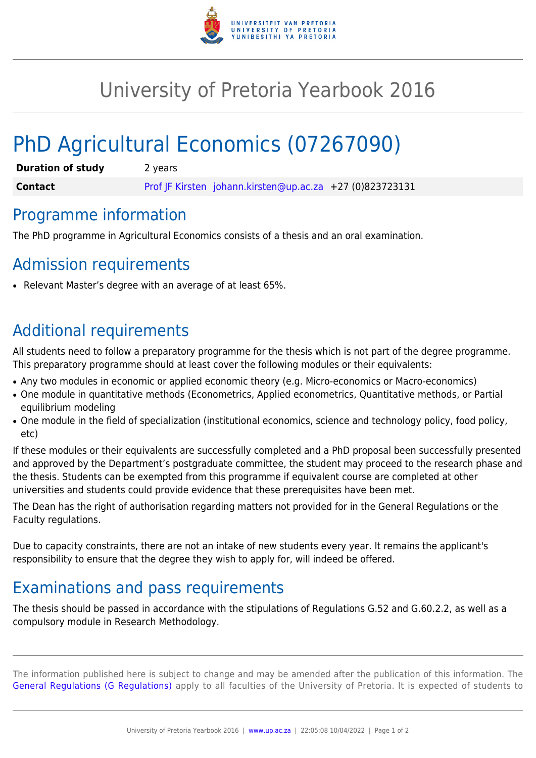# University of Pretoria Yearbook 2016

# PhD Agricultural Economics (07267090)

| | |
|---|---|
| **Duration of study** | 2 years |
| **Contact** | Prof JF Kirsten johann.kirsten@up.ac.za +27 (0)823723131 |

## Programme information

The PhD programme in Agricultural Economics consists of a thesis and an oral examination.

## Admission requirements

- Relevant Master's degree with an average of at least 65%.

## Additional requirements

All students need to follow a preparatory programme for the thesis which is not part of the degree programme. This preparatory programme should at least cover the following modules or their equivalents:

- Any two modules in economic or applied economic theory (e.g. Micro-economics or Macro-economics)
- One module in quantitative methods (Econometrics, Applied econometrics, Quantitative methods, or Partial equilibrium modeling
- One module in the field of specialization (institutional economics, science and technology policy, food policy, etc)

If these modules or their equivalents are successfully completed and a PhD proposal been successfully presented and approved by the Department's postgraduate committee, the student may proceed to the research phase and the thesis. Students can be exempted from this programme if equivalent course are completed at other universities and students could provide evidence that these prerequisites have been met.

The Dean has the right of authorisation regarding matters not provided for in the General Regulations or the Faculty regulations.

Due to capacity constraints, there are not an intake of new students every year. It remains the applicant's responsibility to ensure that the degree they wish to apply for, will indeed be offered.

## Examinations and pass requirements

The thesis should be passed in accordance with the stipulations of Regulations G.52 and G.60.2.2, as well as a compulsory module in Research Methodology.

The information published here is subject to change and may be amended after the publication of this information. The General Regulations (G Regulations) apply to all faculties of the University of Pretoria. It is expected of students to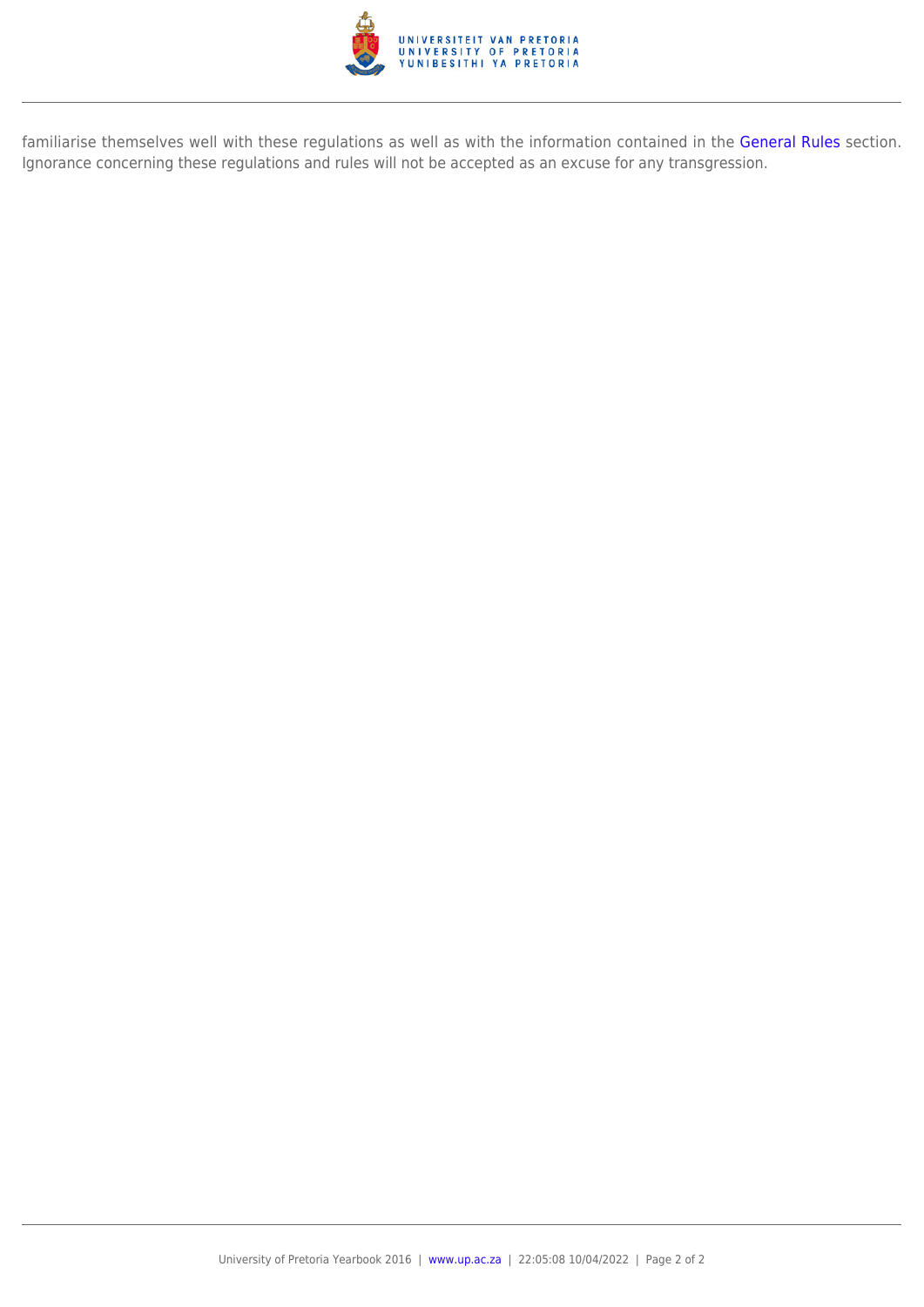familiarise themselves well with these regulations as well as with the information contained in the General Rules section. Ignorance concerning these regulations and rules will not be accepted as an excuse for any transgression.